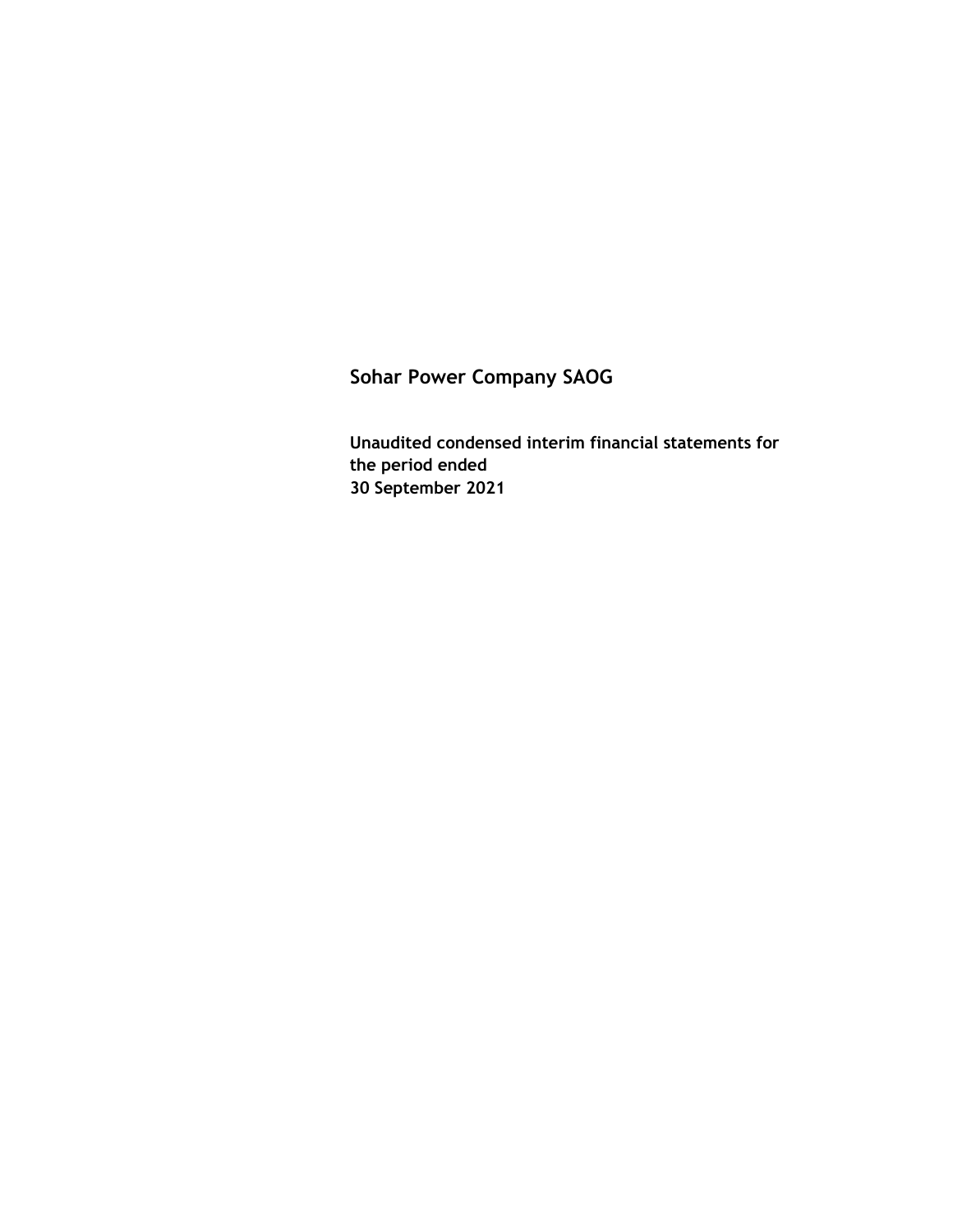# Sohar Power Company SAOG

**Unaudited condensed interim financial statements for the period ended 30 September 2021**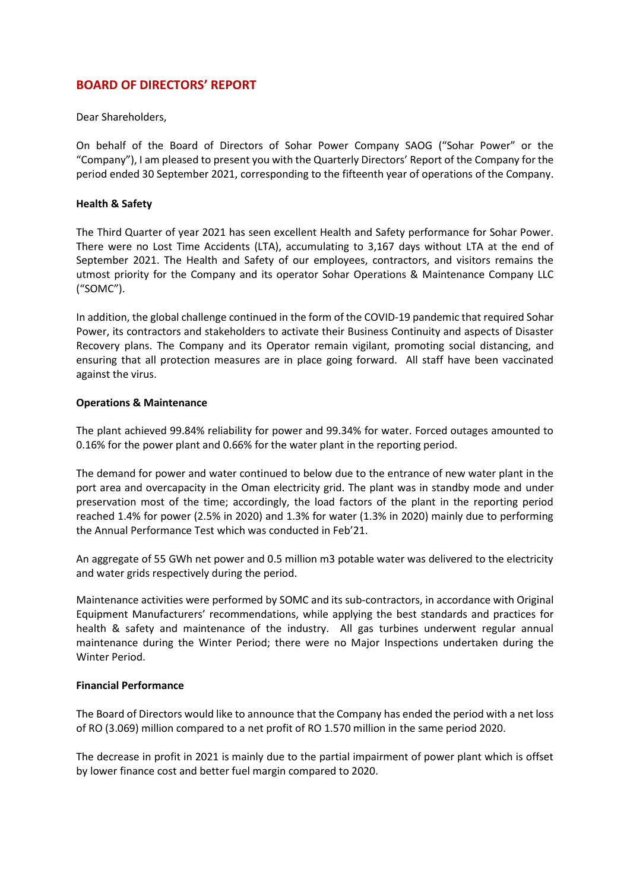# BOARD OF DIRECTORS' REPORT

Dear Shareholders,

On behalf of the Board of Directors of Sohar Power Company SAOG ("Sohar Power" or the "Company"), I am pleased to present you with the Quarterly Directors' Report of the Company for the period ended 30 September 2021, corresponding to the fifteenth year of operations of the Company.

**Health & Safety**

The Third Quarter of year 2021 has seen excellent Health and Safety performance for Sohar Power. There were no Lost Time Accidents (LTA), accumulating to 3,167 days without LTA at the end of September 2021. The Health and Safety of our employees, contractors, and visitors remains the utmost priority for the Company and its operator Sohar Operations & Maintenance Company LLC ("SOMC").

In addition, the global challenge continued in the form of the COVID-19 pandemic that required Sohar Power, its contractors and stakeholders to activate their Business Continuity and aspects of Disaster Recovery plans. The Company and its Operator remain vigilant, promoting social distancing, and ensuring that all protection measures are in place going forward. All staff have been vaccinated against the virus.

**Operations & Maintenance**

The plant achieved 99.84% reliability for power and 99.34% for water. Forced outages amounted to 0.16% for the power plant and 0.66% for the water plant in the reporting period.

The demand for power and water continued to below due to the entrance of new water plant in the port area and overcapacity in the Oman electricity grid. The plant was in standby mode and under preservation most of the time; accordingly, the load factors of the plant in the reporting period reached 1.4% for power (2.5% in 2020) and 1.3% for water (1.3% in 2020) mainly due to performing the Annual Performance Test which was conducted in Feb'21.

An aggregate of 55 GWh net power and 0.5 million m3 potable water was delivered to the electricity and water grids respectively during the period.

Maintenance activities were performed by SOMC and its sub-contractors, in accordance with Original Equipment Manufacturers' recommendations, while applying the best standards and practices for health & safety and maintenance of the industry. All gas turbines underwent regular annual maintenance during the Winter Period; there were no Major Inspections undertaken during the Winter Period.

**Financial Performance**

The Board of Directors would like to announce that the Company has ended the period with a net loss of RO (3.069) million compared to a net profit of RO 1.570 million in the same period 2020.

The decrease in profit in 2021 is mainly due to the partial impairment of power plant which is offset by lower finance cost and better fuel margin compared to 2020.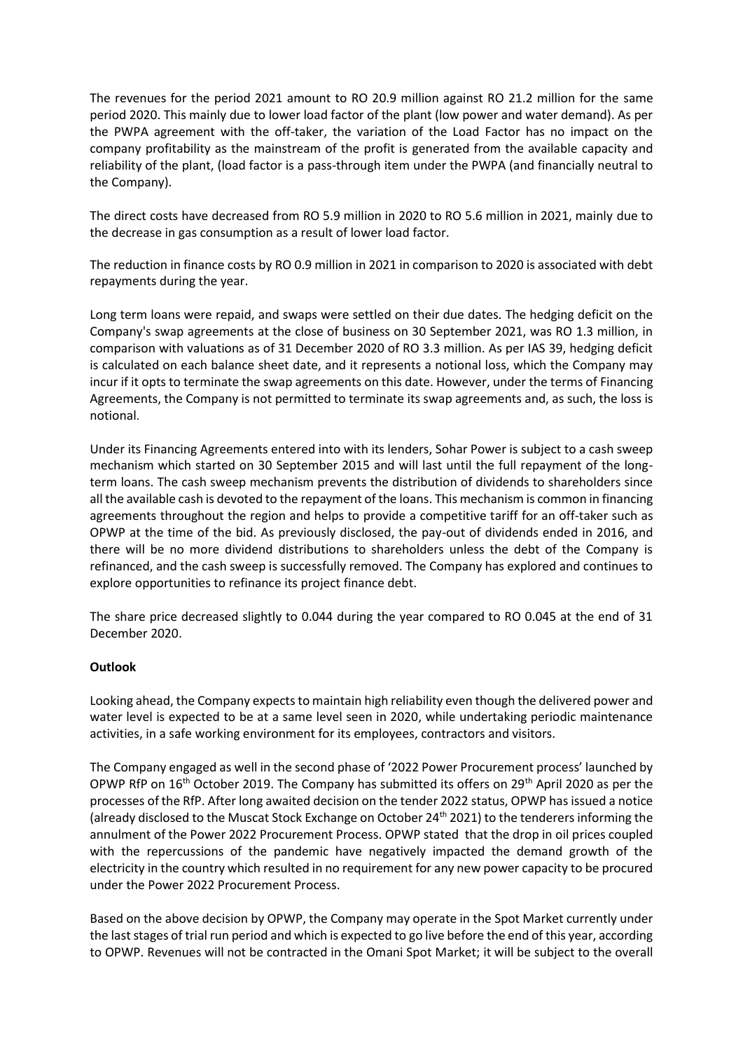The revenues for the period 2021 amount to RO 20.9 million against RO 21.2 million for the same period 2020. This mainly due to lower load factor of the plant (low power and water demand). As per the PWPA agreement with the off-taker, the variation of the Load Factor has no impact on the company profitability as the mainstream of the profit is generated from the available capacity and reliability of the plant, (load factor is a pass-through item under the PWPA (and financially neutral to the Company).

The direct costs have decreased from RO 5.9 million in 2020 to RO 5.6 million in 2021, mainly due to the decrease in gas consumption as a result of lower load factor.

The reduction in finance costs by RO 0.9 million in 2021 in comparison to 2020 is associated with debt repayments during the year.

Long term loans were repaid, and swaps were settled on their due dates. The hedging deficit on the Company's swap agreements at the close of business on 30 September 2021, was RO 1.3 million, in comparison with valuations as of 31 December 2020 of RO 3.3 million. As per IAS 39, hedging deficit is calculated on each balance sheet date, and it represents a notional loss, which the Company may incur if it opts to terminate the swap agreements on this date. However, under the terms of Financing Agreements, the Company is not permitted to terminate its swap agreements and, as such, the loss is notional.

Under its Financing Agreements entered into with its lenders, Sohar Power is subject to a cash sweep mechanism which started on 30 September 2015 and will last until the full repayment of the long-term loans. The cash sweep mechanism prevents the distribution of dividends to shareholders since all the available cash is devoted to the repayment of the loans. This mechanism is common in financing agreements throughout the region and helps to provide a competitive tariff for an off-taker such as OPWP at the time of the bid. As previously disclosed, the pay-out of dividends ended in 2016, and there will be no more dividend distributions to shareholders unless the debt of the Company is refinanced, and the cash sweep is successfully removed. The Company has explored and continues to explore opportunities to refinance its project finance debt.

The share price decreased slightly to 0.044 during the year compared to RO 0.045 at the end of 31 December 2020.

**Outlook**

Looking ahead, the Company expects to maintain high reliability even though the delivered power and water level is expected to be at a same level seen in 2020, while undertaking periodic maintenance activities, in a safe working environment for its employees, contractors and visitors.

The Company engaged as well in the second phase of '2022 Power Procurement process' launched by OPWP RfP on 16th October 2019. The Company has submitted its offers on 29th April 2020 as per the processes of the RfP. After long awaited decision on the tender 2022 status, OPWP has issued a notice (already disclosed to the Muscat Stock Exchange on October 24th 2021) to the tenderers informing the annulment of the Power 2022 Procurement Process. OPWP stated that the drop in oil prices coupled with the repercussions of the pandemic have negatively impacted the demand growth of the electricity in the country which resulted in no requirement for any new power capacity to be procured under the Power 2022 Procurement Process.

Based on the above decision by OPWP, the Company may operate in the Spot Market currently under the last stages of trial run period and which is expected to go live before the end of this year, according to OPWP. Revenues will not be contracted in the Omani Spot Market; it will be subject to the overall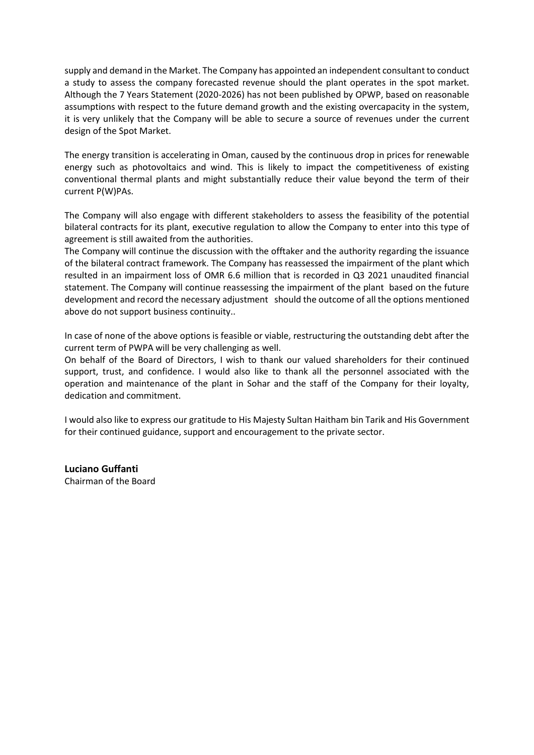supply and demand in the Market. The Company has appointed an independent consultant to conduct a study to assess the company forecasted revenue should the plant operates in the spot market. Although the 7 Years Statement (2020-2026) has not been published by OPWP, based on reasonable assumptions with respect to the future demand growth and the existing overcapacity in the system, it is very unlikely that the Company will be able to secure a source of revenues under the current design of the Spot Market.

The energy transition is accelerating in Oman, caused by the continuous drop in prices for renewable energy such as photovoltaics and wind. This is likely to impact the competitiveness of existing conventional thermal plants and might substantially reduce their value beyond the term of their current P(W)PAs.

The Company will also engage with different stakeholders to assess the feasibility of the potential bilateral contracts for its plant, executive regulation to allow the Company to enter into this type of agreement is still awaited from the authorities.

The Company will continue the discussion with the offtaker and the authority regarding the issuance of the bilateral contract framework. The Company has reassessed the impairment of the plant which resulted in an impairment loss of OMR 6.6 million that is recorded in Q3 2021 unaudited financial statement. The Company will continue reassessing the impairment of the plant based on the future development and record the necessary adjustment should the outcome of all the options mentioned above do not support business continuity..

In case of none of the above options is feasible or viable, restructuring the outstanding debt after the current term of PWPA will be very challenging as well.

On behalf of the Board of Directors, I wish to thank our valued shareholders for their continued support, trust, and confidence. I would also like to thank all the personnel associated with the operation and maintenance of the plant in Sohar and the staff of the Company for their loyalty, dedication and commitment.

I would also like to express our gratitude to His Majesty Sultan Haitham bin Tarik and His Government for their continued guidance, support and encouragement to the private sector.

**Luciano Guffanti**
Chairman of the Board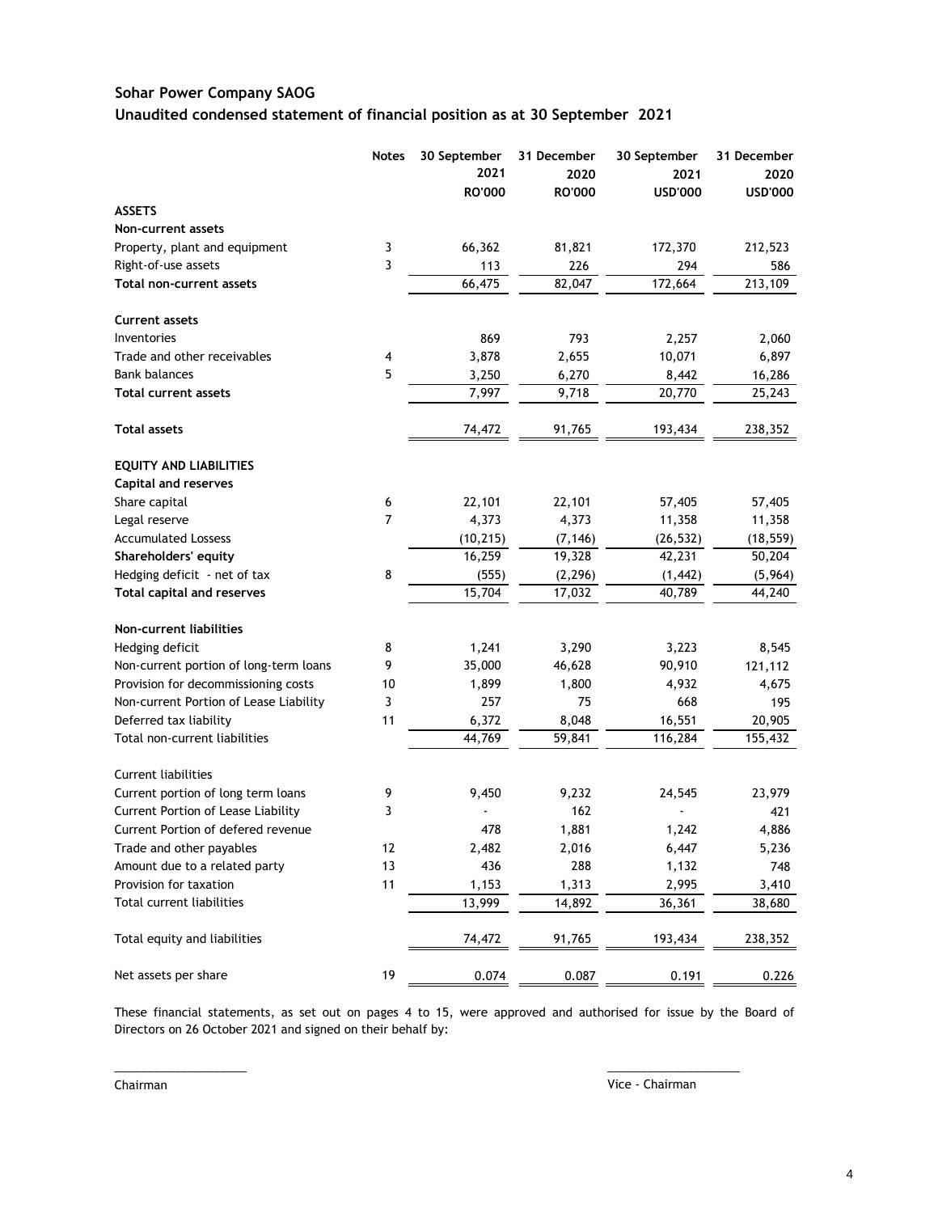# Sohar Power Company SAOG

## Unaudited condensed statement of financial position as at 30 September 2021

| | Notes | 30 September 2021 RO'000 | 31 December 2020 RO'000 | 30 September 2021 USD'000 | 31 December 2020 USD'000 |
|---|---|---|---|---|---|
| **ASSETS** | | | | | |
| **Non-current assets** | | | | | |
| Property, plant and equipment | 3 | 66,362 | 81,821 | 172,370 | 212,523 |
| Right-of-use assets | 3 | 113 | 226 | 294 | 586 |
| **Total non-current assets** | | 66,475 | 82,047 | 172,664 | 213,109 |
| **Current assets** | | | | | |
| Inventories | | 869 | 793 | 2,257 | 2,060 |
| Trade and other receivables | 4 | 3,878 | 2,655 | 10,071 | 6,897 |
| Bank balances | 5 | 3,250 | 6,270 | 8,442 | 16,286 |
| **Total current assets** | | 7,997 | 9,718 | 20,770 | 25,243 |
| **Total assets** | | 74,472 | 91,765 | 193,434 | 238,352 |
| **EQUITY AND LIABILITIES** | | | | | |
| **Capital and reserves** | | | | | |
| Share capital | 6 | 22,101 | 22,101 | 57,405 | 57,405 |
| Legal reserve | 7 | 4,373 | 4,373 | 11,358 | 11,358 |
| Accumulated Lossess | | (10,215) | (7,146) | (26,532) | (18,559) |
| **Shareholders' equity** | | 16,259 | 19,328 | 42,231 | 50,204 |
| Hedging deficit - net of tax | 8 | (555) | (2,296) | (1,442) | (5,964) |
| **Total capital and reserves** | | 15,704 | 17,032 | 40,789 | 44,240 |
| **Non-current liabilities** | | | | | |
| Hedging deficit | 8 | 1,241 | 3,290 | 3,223 | 8,545 |
| Non-current portion of long-term loans | 9 | 35,000 | 46,628 | 90,910 | 121,112 |
| Provision for decommissioning costs | 10 | 1,899 | 1,800 | 4,932 | 4,675 |
| Non-current Portion of Lease Liability | 3 | 257 | 75 | 668 | 195 |
| Deferred tax liability | 11 | 6,372 | 8,048 | 16,551 | 20,905 |
| Total non-current liabilities | | 44,769 | 59,841 | 116,284 | 155,432 |
| Current liabilities | | | | | |
| Current portion of long term loans | 9 | 9,450 | 9,232 | 24,545 | 23,979 |
| Current Portion of Lease Liability | 3 | - | 162 | - | 421 |
| Current Portion of defered revenue | | 478 | 1,881 | 1,242 | 4,886 |
| Trade and other payables | 12 | 2,482 | 2,016 | 6,447 | 5,236 |
| Amount due to a related party | 13 | 436 | 288 | 1,132 | 748 |
| Provision for taxation | 11 | 1,153 | 1,313 | 2,995 | 3,410 |
| Total current liabilities | | 13,999 | 14,892 | 36,361 | 38,680 |
| Total equity and liabilities | | 74,472 | 91,765 | 193,434 | 238,352 |
| Net assets per share | 19 | 0.074 | 0.087 | 0.191 | 0.226 |

These financial statements, as set out on pages 4 to 15, were approved and authorised for issue by the Board of Directors on 26 October 2021 and signed on their behalf by:

\_\_\_\_\_\_\_\_\_\_\_\_\_\_\_\_\_\_\_\_ \_\_\_\_\_\_\_\_\_\_\_\_\_\_\_\_\_\_\_\_

Chairman Vice - Chairman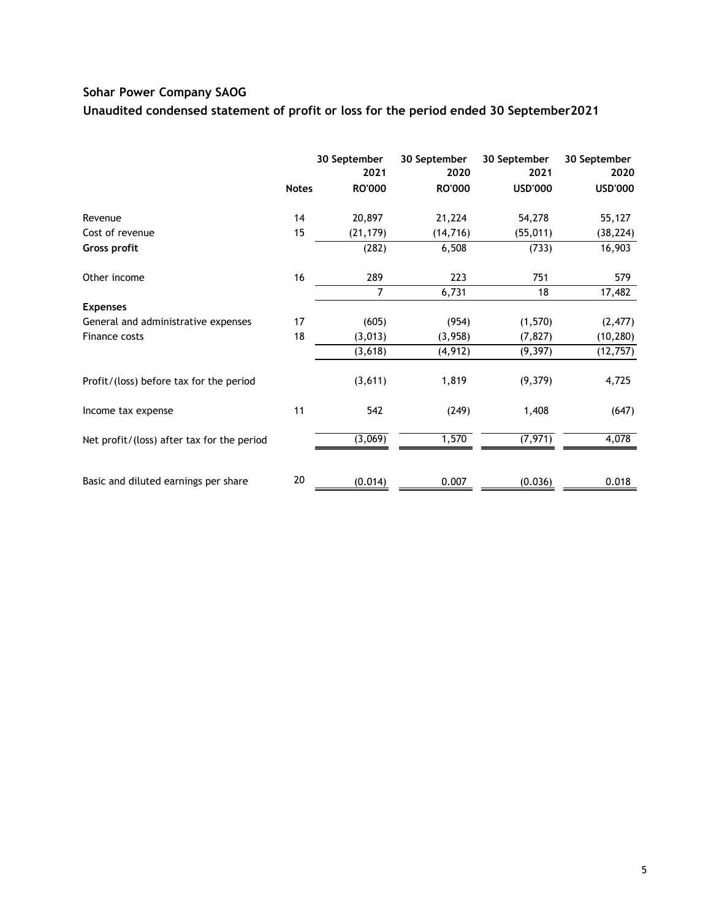## Sohar Power Company SAOG

## Unaudited condensed statement of profit or loss for the period ended 30 September2021

| | Notes | 30 September 2021 RO'000 | 30 September 2020 RO'000 | 30 September 2021 USD'000 | 30 September 2020 USD'000 |
|---|---|---|---|---|---|
| Revenue | 14 | 20,897 | 21,224 | 54,278 | 55,127 |
| Cost of revenue | 15 | (21,179) | (14,716) | (55,011) | (38,224) |
| **Gross profit** | | (282) | 6,508 | (733) | 16,903 |
| Other income | 16 | 289 | 223 | 751 | 579 |
| | | 7 | 6,731 | 18 | 17,482 |
| **Expenses** | | | | | |
| General and administrative expenses | 17 | (605) | (954) | (1,570) | (2,477) |
| Finance costs | 18 | (3,013) | (3,958) | (7,827) | (10,280) |
| | | (3,618) | (4,912) | (9,397) | (12,757) |
| Profit/(loss) before tax for the period | | (3,611) | 1,819 | (9,379) | 4,725 |
| Income tax expense | 11 | 542 | (249) | 1,408 | (647) |
| Net profit/(loss) after tax for the period | | (3,069) | 1,570 | (7,971) | 4,078 |
| Basic and diluted earnings per share | 20 | (0.014) | 0.007 | (0.036) | 0.018 |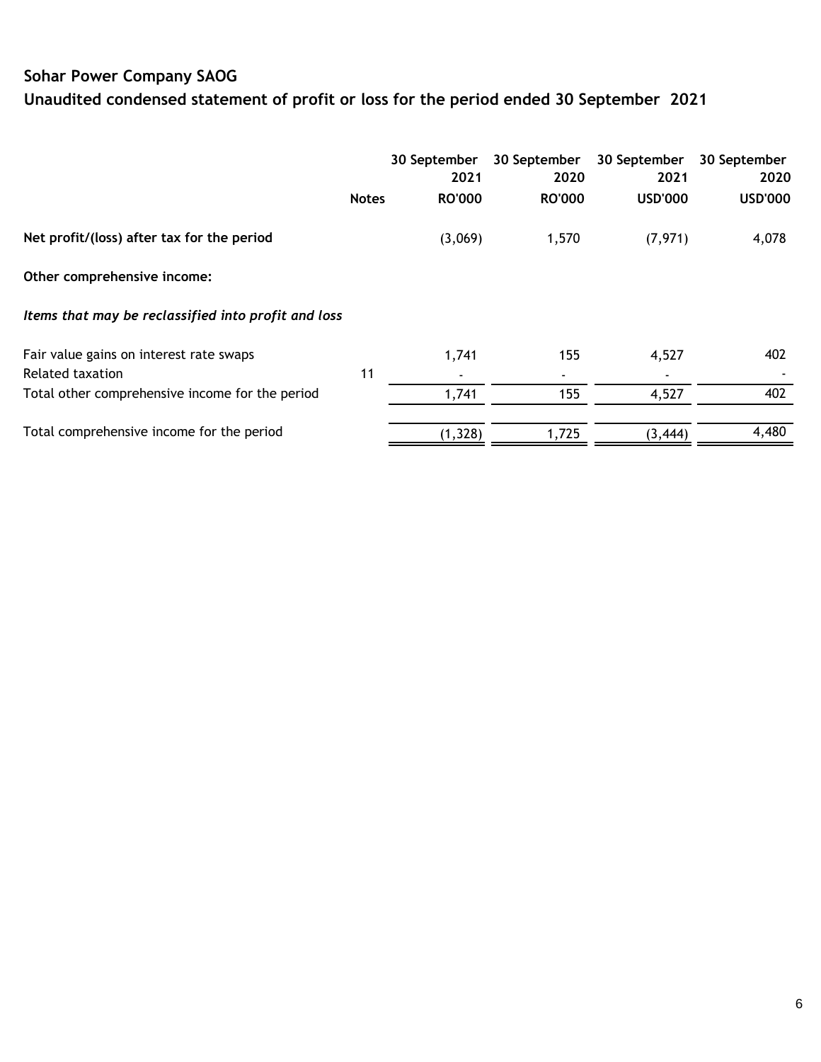# Sohar Power Company SAOG

## Unaudited condensed statement of profit or loss for the period ended 30 September 2021

| | Notes | 30 September 2021 RO'000 | 30 September 2020 RO'000 | 30 September 2021 USD'000 | 30 September 2020 USD'000 |
|---|---|---|---|---|---|
| **Net profit/(loss) after tax for the period** | | (3,069) | 1,570 | (7,971) | 4,078 |
| **Other comprehensive income:** | | | | | |
| ***Items that may be reclassified into profit and loss*** | | | | | |
| Fair value gains on interest rate swaps | | 1,741 | 155 | 4,527 | 402 |
| Related taxation | 11 | - | - | - | - |
| Total other comprehensive income for the period | | 1,741 | 155 | 4,527 | 402 |
| Total comprehensive income for the period | | (1,328) | 1,725 | (3,444) | 4,480 |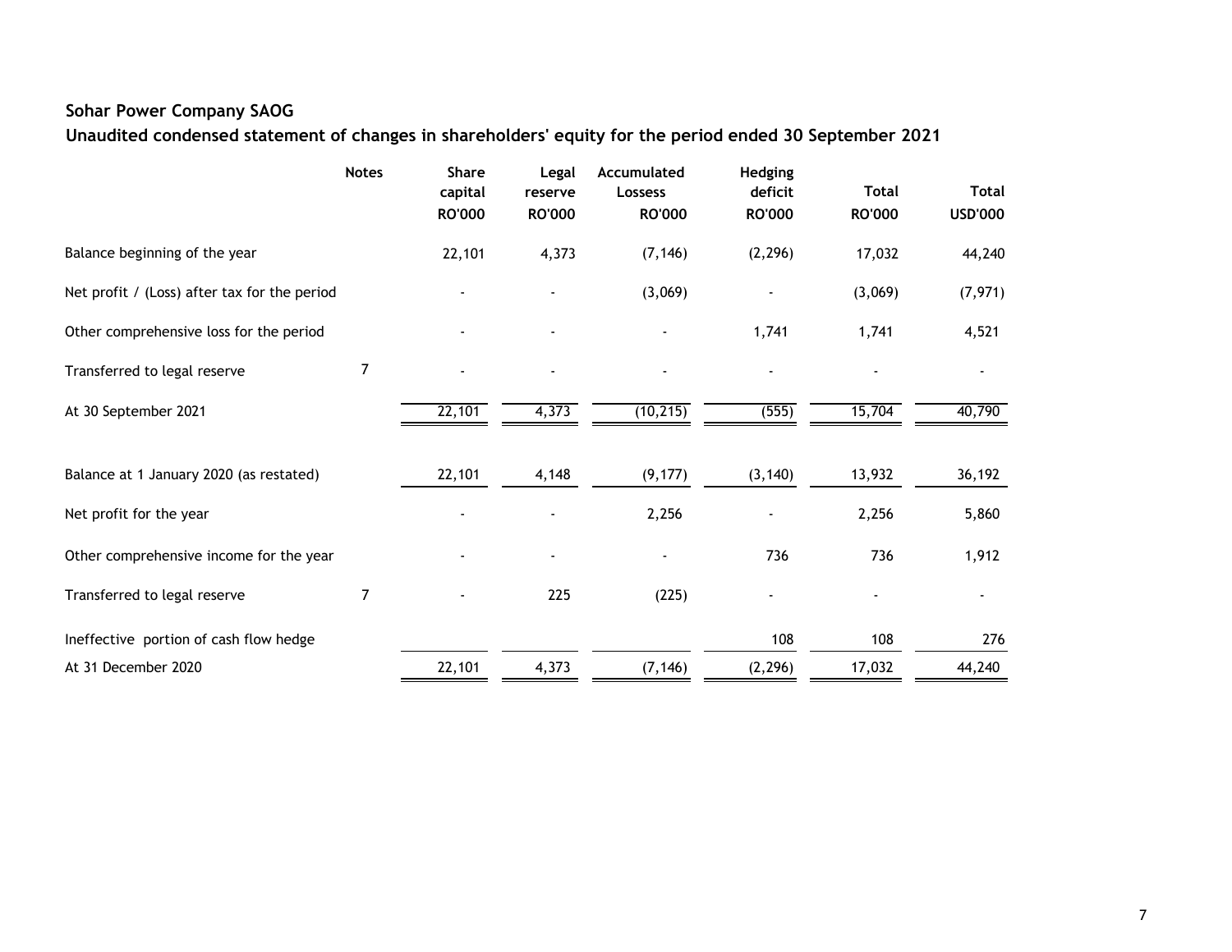## Sohar Power Company SAOG

## Unaudited condensed statement of changes in shareholders' equity for the period ended 30 September 2021

| | Notes | Share capital RO'000 | Legal reserve RO'000 | Accumulated Lossess RO'000 | Hedging deficit RO'000 | Total RO'000 | Total USD'000 |
|---|---|---|---|---|---|---|---|
| Balance beginning of the year | | 22,101 | 4,373 | (7,146) | (2,296) | 17,032 | 44,240 |
| Net profit / (Loss) after tax for the period | | - | - | (3,069) | - | (3,069) | (7,971) |
| Other comprehensive loss for the period | | - | - | - | 1,741 | 1,741 | 4,521 |
| Transferred to legal reserve | 7 | - | - | - | - | - | - |
| At 30 September 2021 | | 22,101 | 4,373 | (10,215) | (555) | 15,704 | 40,790 |
| | | | | | | | |
| Balance at 1 January 2020 (as restated) | | 22,101 | 4,148 | (9,177) | (3,140) | 13,932 | 36,192 |
| Net profit for the year | | - | - | 2,256 | - | 2,256 | 5,860 |
| Other comprehensive income for the year | | - | - | - | 736 | 736 | 1,912 |
| Transferred to legal reserve | 7 | - | 225 | (225) | - | - | - |
| Ineffective portion of cash flow hedge | | | | | 108 | 108 | 276 |
| At 31 December 2020 | | 22,101 | 4,373 | (7,146) | (2,296) | 17,032 | 44,240 |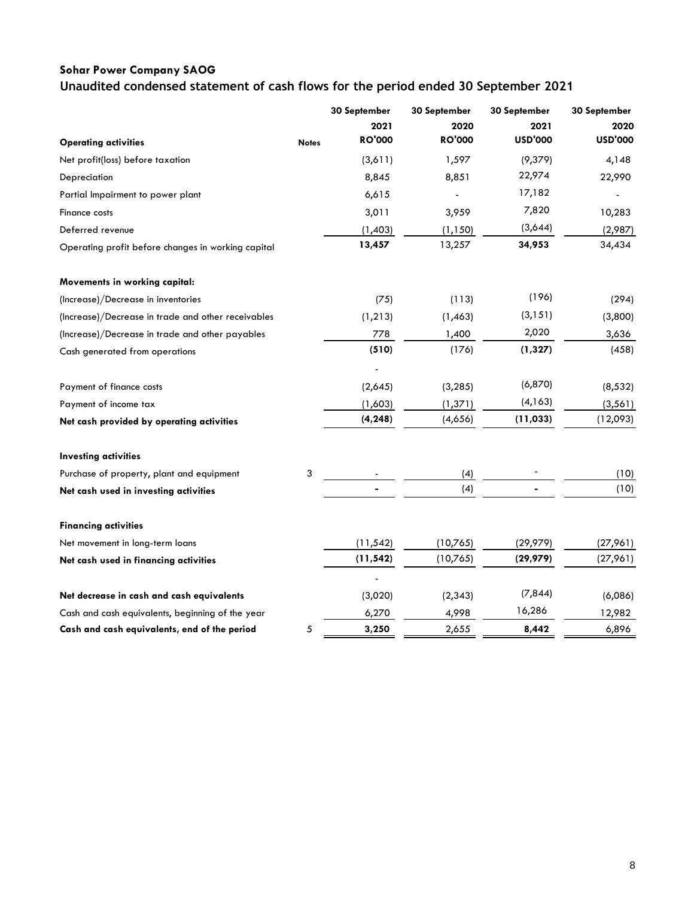**Sohar Power Company SAOG**

**Unaudited condensed statement of cash flows for the period ended 30 September 2021**

| | | 30 September 2021 | 30 September 2020 | 30 September 2021 | 30 September 2020 |
|---|---|---|---|---|---|
| **Operating activities** | **Notes** | **RO'000** | **RO'000** | **USD'000** | **USD'000** |
| Net profit(loss) before taxation | | (3,611) | 1,597 | (9,379) | 4,148 |
| Depreciation | | 8,845 | 8,851 | 22,974 | 22,990 |
| Partial Impairment to power plant | | 6,615 | - | 17,182 | - |
| Finance costs | | 3,011 | 3,959 | 7,820 | 10,283 |
| Deferred revenue | | (1,403) | (1,150) | (3,644) | (2,987) |
| Operating profit before changes in working capital | | **13,457** | 13,257 | **34,953** | 34,434 |
| | | | | | |
| **Movements in working capital:** | | | | | |
| (Increase)/Decrease in inventories | | (75) | (113) | (196) | (294) |
| (Increase)/Decrease in trade and other receivables | | (1,213) | (1,463) | (3,151) | (3,800) |
| (Increase)/Decrease in trade and other payables | | 778 | 1,400 | 2,020 | 3,636 |
| Cash generated from operations | | **(510)** | (176) | **(1,327)** | (458) |
| | | - | | | |
| Payment of finance costs | | (2,645) | (3,285) | (6,870) | (8,532) |
| Payment of income tax | | (1,603) | (1,371) | (4,163) | (3,561) |
| **Net cash provided by operating activities** | | **(4,248)** | (4,656) | **(11,033)** | (12,093) |
| | | | | | |
| **Investing activities** | | | | | |
| Purchase of property, plant and equipment | 3 | - | (4) | - | (10) |
| **Net cash used in investing activities** | | **-** | (4) | **-** | (10) |
| | | | | | |
| **Financing activities** | | | | | |
| Net movement in long-term loans | | (11,542) | (10,765) | (29,979) | (27,961) |
| **Net cash used in financing activities** | | **(11,542)** | (10,765) | **(29,979)** | (27,961) |
| | | - | | | |
| **Net decrease in cash and cash equivalents** | | (3,020) | (2,343) | (7,844) | (6,086) |
| Cash and cash equivalents, beginning of the year | | 6,270 | 4,998 | 16,286 | 12,982 |
| **Cash and cash equivalents, end of the period** | 5 | **3,250** | 2,655 | **8,442** | 6,896 |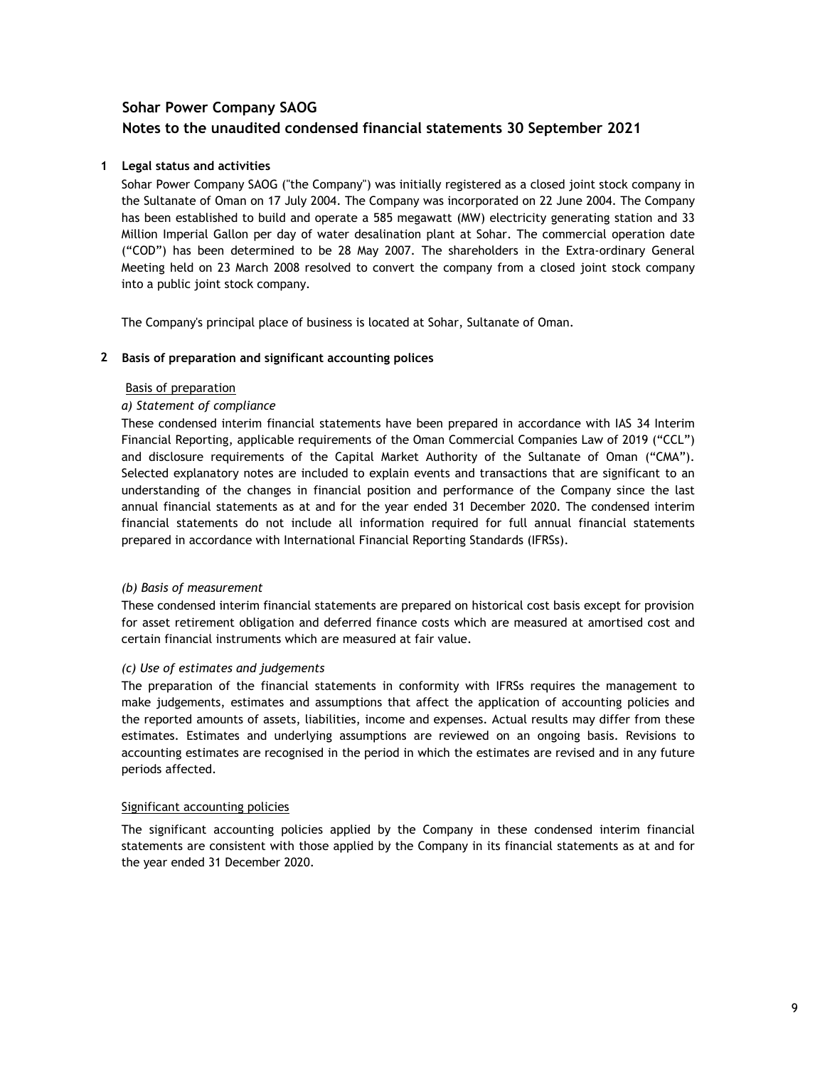# Sohar Power Company SAOG

## Notes to the unaudited condensed financial statements 30 September 2021

### 1 Legal status and activities

Sohar Power Company SAOG ("the Company") was initially registered as a closed joint stock company in the Sultanate of Oman on 17 July 2004. The Company was incorporated on 22 June 2004. The Company has been established to build and operate a 585 megawatt (MW) electricity generating station and 33 Million Imperial Gallon per day of water desalination plant at Sohar. The commercial operation date ("COD") has been determined to be 28 May 2007. The shareholders in the Extra-ordinary General Meeting held on 23 March 2008 resolved to convert the company from a closed joint stock company into a public joint stock company.

The Company's principal place of business is located at Sohar, Sultanate of Oman.

### 2 Basis of preparation and significant accounting polices

Basis of preparation

*a) Statement of compliance*

These condensed interim financial statements have been prepared in accordance with IAS 34 Interim Financial Reporting, applicable requirements of the Oman Commercial Companies Law of 2019 ("CCL") and disclosure requirements of the Capital Market Authority of the Sultanate of Oman ("CMA"). Selected explanatory notes are included to explain events and transactions that are significant to an understanding of the changes in financial position and performance of the Company since the last annual financial statements as at and for the year ended 31 December 2020. The condensed interim financial statements do not include all information required for full annual financial statements prepared in accordance with International Financial Reporting Standards (IFRSs).

*(b) Basis of measurement*

These condensed interim financial statements are prepared on historical cost basis except for provision for asset retirement obligation and deferred finance costs which are measured at amortised cost and certain financial instruments which are measured at fair value.

*(c) Use of estimates and judgements*

The preparation of the financial statements in conformity with IFRSs requires the management to make judgements, estimates and assumptions that affect the application of accounting policies and the reported amounts of assets, liabilities, income and expenses. Actual results may differ from these estimates. Estimates and underlying assumptions are reviewed on an ongoing basis. Revisions to accounting estimates are recognised in the period in which the estimates are revised and in any future periods affected.

Significant accounting policies

The significant accounting policies applied by the Company in these condensed interim financial statements are consistent with those applied by the Company in its financial statements as at and for the year ended 31 December 2020.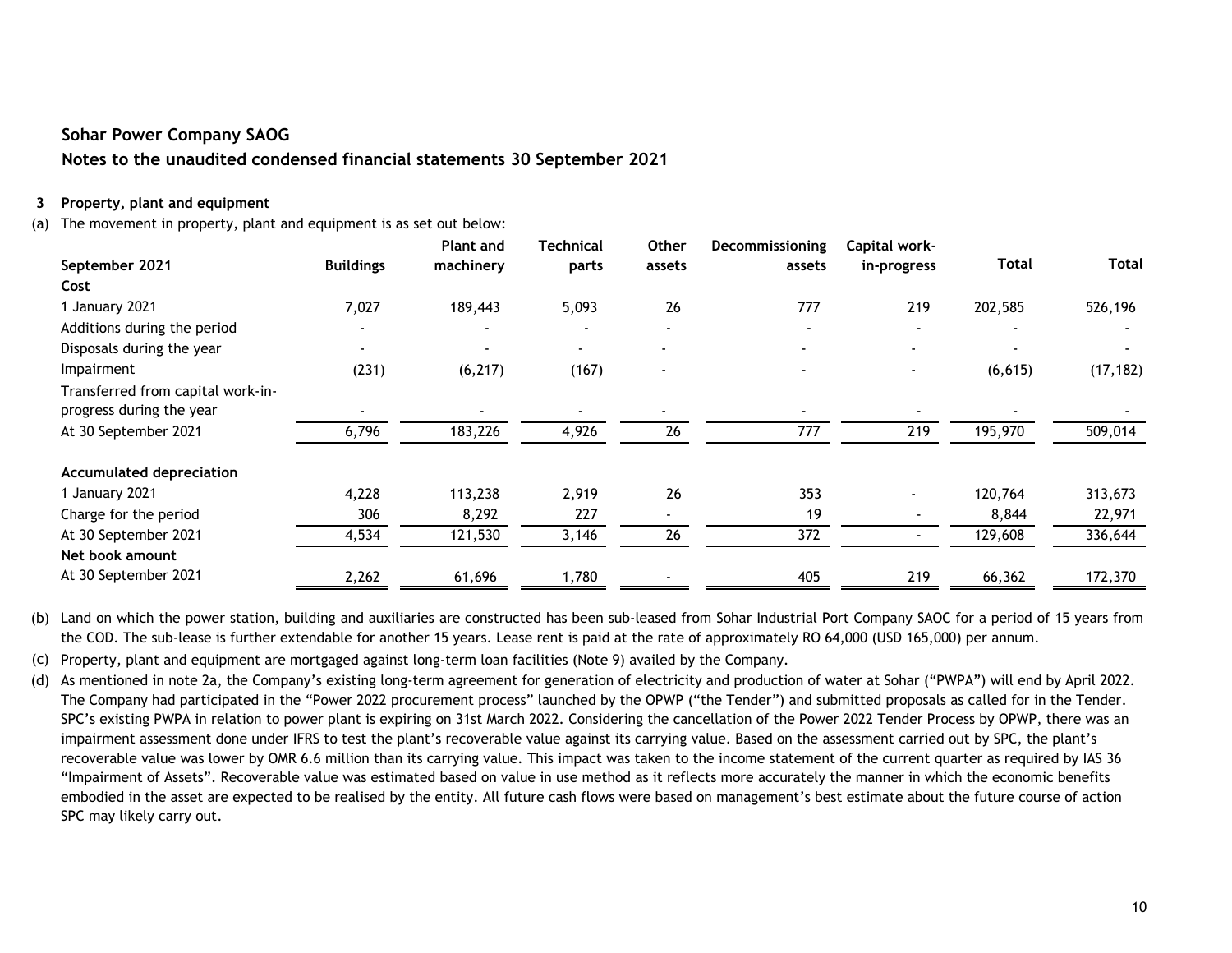## Sohar Power Company SAOG

## Notes to the unaudited condensed financial statements 30 September 2021

**3 Property, plant and equipment**

(a) The movement in property, plant and equipment is as set out below:

| September 2021 | Buildings | Plant and machinery | Technical parts | Other assets | Decommissioning assets | Capital work-in-progress | Total | Total |
|---|---|---|---|---|---|---|---|---|
| **Cost** | | | | | | | | |
| 1 January 2021 | 7,027 | 189,443 | 5,093 | 26 | 777 | 219 | 202,585 | 526,196 |
| Additions during the period | - | - | - | - | - | - | - | - |
| Disposals during the year | - | - | - | - | - | - | - | - |
| Impairment | (231) | (6,217) | (167) | - | - | - | (6,615) | (17,182) |
| Transferred from capital work-in-progress during the year | - | - | - | - | - | - | - | - |
| At 30 September 2021 | 6,796 | 183,226 | 4,926 | 26 | 777 | 219 | 195,970 | 509,014 |
| **Accumulated depreciation** | | | | | | | | |
| 1 January 2021 | 4,228 | 113,238 | 2,919 | 26 | 353 | - | 120,764 | 313,673 |
| Charge for the period | 306 | 8,292 | 227 | - | 19 | - | 8,844 | 22,971 |
| At 30 September 2021 | 4,534 | 121,530 | 3,146 | 26 | 372 | - | 129,608 | 336,644 |
| **Net book amount** | | | | | | | | |
| At 30 September 2021 | 2,262 | 61,696 | 1,780 | - | 405 | 219 | 66,362 | 172,370 |

(b) Land on which the power station, building and auxiliaries are constructed has been sub-leased from Sohar Industrial Port Company SAOC for a period of 15 years from the COD. The sub-lease is further extendable for another 15 years. Lease rent is paid at the rate of approximately RO 64,000 (USD 165,000) per annum.

(c) Property, plant and equipment are mortgaged against long-term loan facilities (Note 9) availed by the Company.

(d) As mentioned in note 2a, the Company's existing long-term agreement for generation of electricity and production of water at Sohar ("PWPA") will end by April 2022. The Company had participated in the "Power 2022 procurement process" launched by the OPWP ("the Tender") and submitted proposals as called for in the Tender. SPC's existing PWPA in relation to power plant is expiring on 31st March 2022. Considering the cancellation of the Power 2022 Tender Process by OPWP, there was an impairment assessment done under IFRS to test the plant's recoverable value against its carrying value. Based on the assessment carried out by SPC, the plant's recoverable value was lower by OMR 6.6 million than its carrying value. This impact was taken to the income statement of the current quarter as required by IAS 36 "Impairment of Assets". Recoverable value was estimated based on value in use method as it reflects more accurately the manner in which the economic benefits embodied in the asset are expected to be realised by the entity. All future cash flows were based on management's best estimate about the future course of action SPC may likely carry out.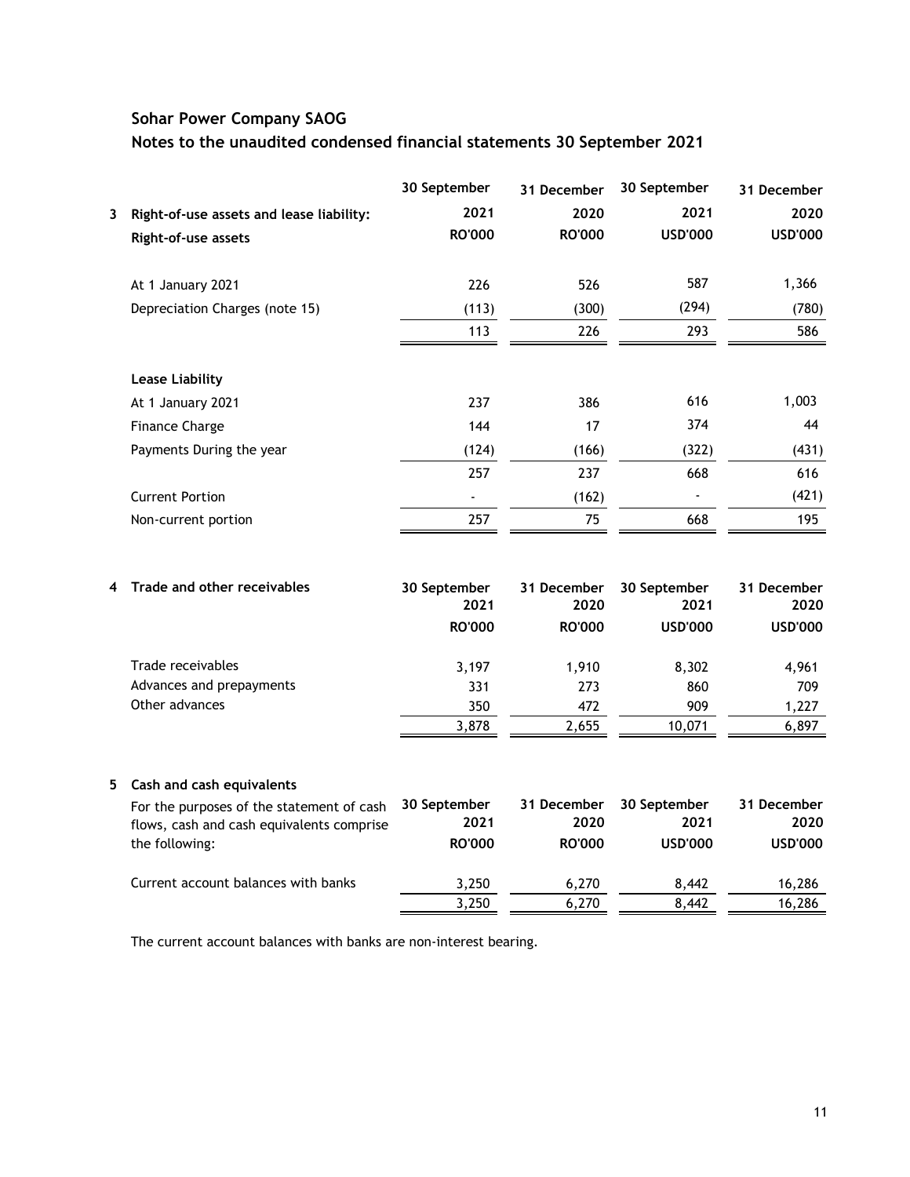## Sohar Power Company SAOG

## Notes to the unaudited condensed financial statements 30 September 2021

### 3 Right-of-use assets and lease liability:

| Right-of-use assets | 30 September 2021 RO'000 | 31 December 2020 RO'000 | 30 September 2021 USD'000 | 31 December 2020 USD'000 |
|---|---|---|---|---|
| At 1 January 2021 | 226 | 526 | 587 | 1,366 |
| Depreciation Charges (note 15) | (113) | (300) | (294) | (780) |
| | 113 | 226 | 293 | 586 |
| **Lease Liability** | | | | |
| At 1 January 2021 | 237 | 386 | 616 | 1,003 |
| Finance Charge | 144 | 17 | 374 | 44 |
| Payments During the year | (124) | (166) | (322) | (431) |
| | 257 | 237 | 668 | 616 |
| Current Portion | - | (162) | - | (421) |
| Non-current portion | 257 | 75 | 668 | 195 |

### 4 Trade and other receivables

| | 30 September 2021 RO'000 | 31 December 2020 RO'000 | 30 September 2021 USD'000 | 31 December 2020 USD'000 |
|---|---|---|---|---|
| Trade receivables | 3,197 | 1,910 | 8,302 | 4,961 |
| Advances and prepayments | 331 | 273 | 860 | 709 |
| Other advances | 350 | 472 | 909 | 1,227 |
| | 3,878 | 2,655 | 10,071 | 6,897 |

### 5 Cash and cash equivalents

| For the purposes of the statement of cash flows, cash and cash equivalents comprise the following: | 30 September 2021 RO'000 | 31 December 2020 RO'000 | 30 September 2021 USD'000 | 31 December 2020 USD'000 |
|---|---|---|---|---|
| Current account balances with banks | 3,250 | 6,270 | 8,442 | 16,286 |
| | 3,250 | 6,270 | 8,442 | 16,286 |

The current account balances with banks are non-interest bearing.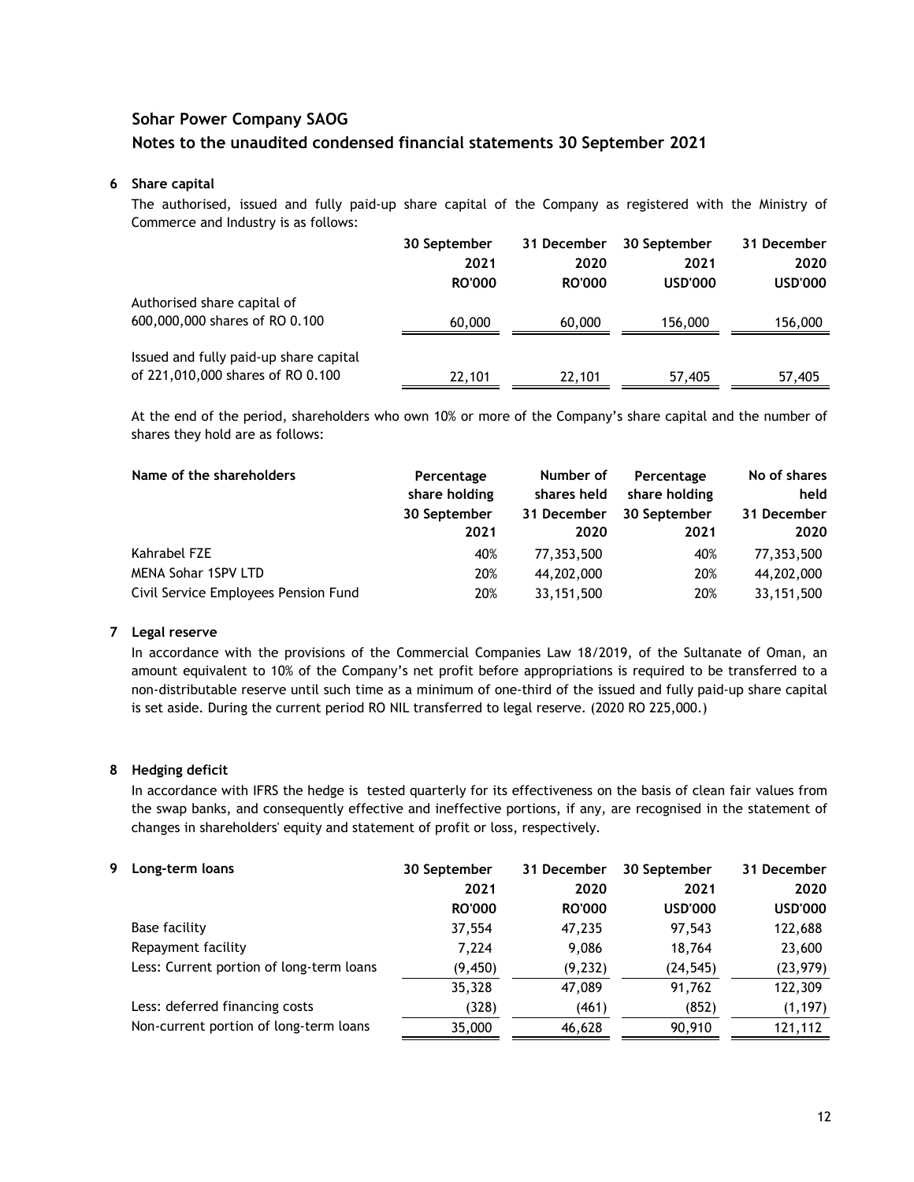# Sohar Power Company SAOG

## Notes to the unaudited condensed financial statements 30 September 2021

### 6 Share capital

The authorised, issued and fully paid-up share capital of the Company as registered with the Ministry of Commerce and Industry is as follows:

| | 30 September 2021 RO'000 | 31 December 2020 RO'000 | 30 September 2021 USD'000 | 31 December 2020 USD'000 |
|---|---|---|---|---|
| Authorised share capital of 600,000,000 shares of RO 0.100 | 60,000 | 60,000 | 156,000 | 156,000 |
| Issued and fully paid-up share capital of 221,010,000 shares of RO 0.100 | 22,101 | 22,101 | 57,405 | 57,405 |

At the end of the period, shareholders who own 10% or more of the Company's share capital and the number of shares they hold are as follows:

| Name of the shareholders | Percentage share holding 30 September 2021 | Number of shares held 31 December 2020 | Percentage share holding 30 September 2021 | No of shares held 31 December 2020 |
|---|---|---|---|---|
| Kahrabel FZE | 40% | 77,353,500 | 40% | 77,353,500 |
| MENA Sohar 1SPV LTD | 20% | 44,202,000 | 20% | 44,202,000 |
| Civil Service Employees Pension Fund | 20% | 33,151,500 | 20% | 33,151,500 |

### 7 Legal reserve

In accordance with the provisions of the Commercial Companies Law 18/2019, of the Sultanate of Oman, an amount equivalent to 10% of the Company's net profit before appropriations is required to be transferred to a non-distributable reserve until such time as a minimum of one-third of the issued and fully paid-up share capital is set aside. During the current period RO NIL transferred to legal reserve. (2020 RO 225,000.)

### 8 Hedging deficit

In accordance with IFRS the hedge is tested quarterly for its effectiveness on the basis of clean fair values from the swap banks, and consequently effective and ineffective portions, if any, are recognised in the statement of changes in shareholders' equity and statement of profit or loss, respectively.

### 9 Long-term loans

| | 30 September 2021 RO'000 | 31 December 2020 RO'000 | 30 September 2021 USD'000 | 31 December 2020 USD'000 |
|---|---|---|---|---|
| Base facility | 37,554 | 47,235 | 97,543 | 122,688 |
| Repayment facility | 7,224 | 9,086 | 18,764 | 23,600 |
| Less: Current portion of long-term loans | (9,450) | (9,232) | (24,545) | (23,979) |
| | 35,328 | 47,089 | 91,762 | 122,309 |
| Less: deferred financing costs | (328) | (461) | (852) | (1,197) |
| Non-current portion of long-term loans | 35,000 | 46,628 | 90,910 | 121,112 |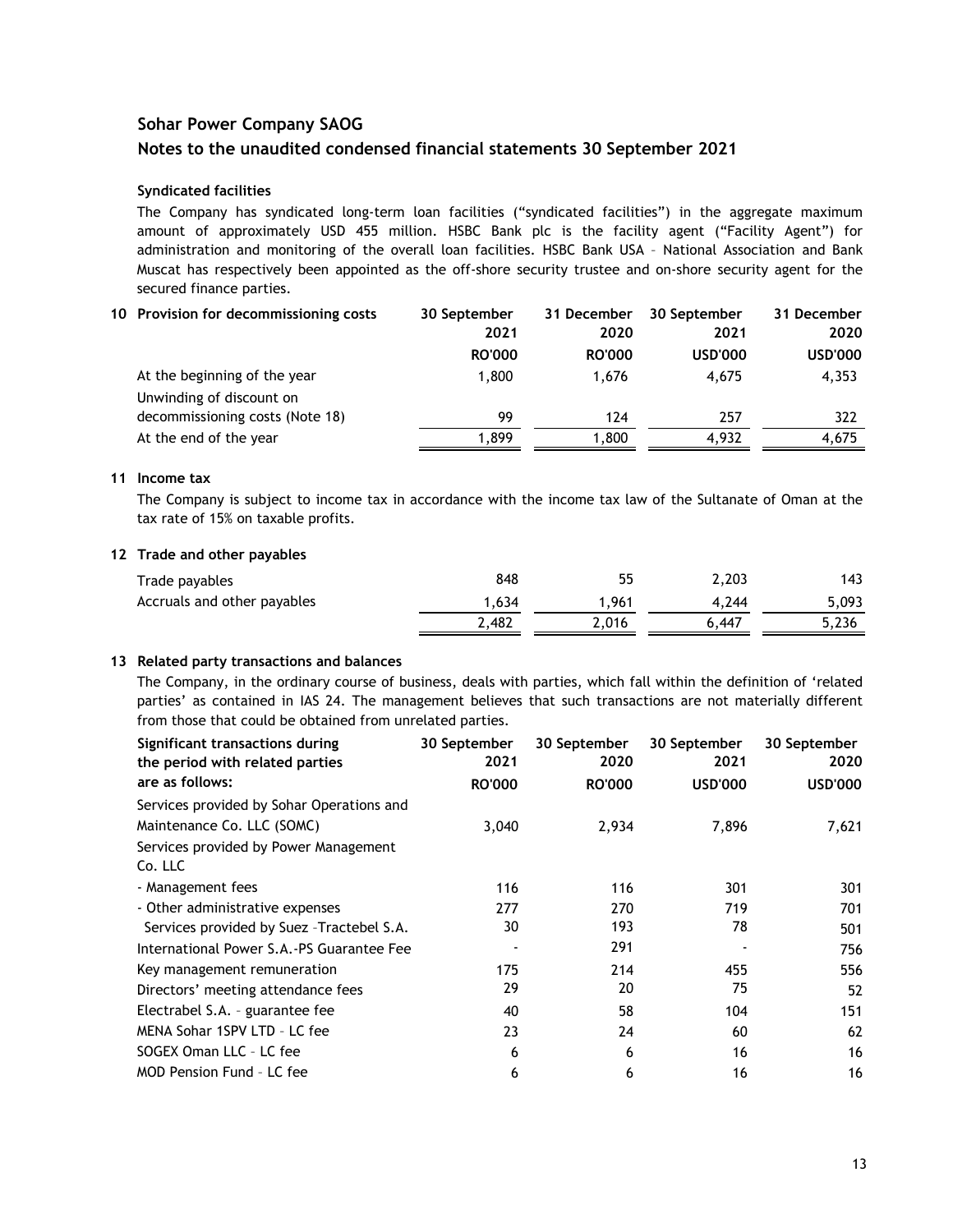## Sohar Power Company SAOG

## Notes to the unaudited condensed financial statements 30 September 2021

### Syndicated facilities

The Company has syndicated long-term loan facilities ("syndicated facilities") in the aggregate maximum amount of approximately USD 455 million. HSBC Bank plc is the facility agent ("Facility Agent") for administration and monitoring of the overall loan facilities. HSBC Bank USA – National Association and Bank Muscat has respectively been appointed as the off-shore security trustee and on-shore security agent for the secured finance parties.

### 10 Provision for decommissioning costs

| | 30 September 2021 | 31 December 2020 | 30 September 2021 | 31 December 2020 |
|---|---|---|---|---|
| | RO'000 | RO'000 | USD'000 | USD'000 |
| At the beginning of the year | 1,800 | 1,676 | 4,675 | 4,353 |
| Unwinding of discount on decommissioning costs (Note 18) | 99 | 124 | 257 | 322 |
| At the end of the year | 1,899 | 1,800 | 4,932 | 4,675 |

### 11 Income tax

The Company is subject to income tax in accordance with the income tax law of the Sultanate of Oman at the tax rate of 15% on taxable profits.

### 12 Trade and other payables

| | 30 September 2021 | 31 December 2020 | 30 September 2021 | 31 December 2020 |
|---|---|---|---|---|
| | RO'000 | RO'000 | USD'000 | USD'000 |
| Trade payables | 848 | 55 | 2,203 | 143 |
| Accruals and other payables | 1,634 | 1,961 | 4,244 | 5,093 |
| | 2,482 | 2,016 | 6,447 | 5,236 |

### 13 Related party transactions and balances

The Company, in the ordinary course of business, deals with parties, which fall within the definition of 'related parties' as contained in IAS 24. The management believes that such transactions are not materially different from those that could be obtained from unrelated parties.

| Significant transactions during the period with related parties are as follows: | 30 September 2021 | 30 September 2020 | 30 September 2021 | 30 September 2020 |
|---|---|---|---|---|
| | RO'000 | RO'000 | USD'000 | USD'000 |
| Services provided by Sohar Operations and Maintenance Co. LLC (SOMC) | 3,040 | 2,934 | 7,896 | 7,621 |
| Services provided by Power Management Co. LLC | | | | |
| - Management fees | 116 | 116 | 301 | 301 |
| - Other administrative expenses | 277 | 270 | 719 | 701 |
| Services provided by Suez –Tractebel S.A. | 30 | 193 | 78 | 501 |
| International Power S.A.-PS Guarantee Fee | - | 291 | - | 756 |
| Key management remuneration | 175 | 214 | 455 | 556 |
| Directors' meeting attendance fees | 29 | 20 | 75 | 52 |
| Electrabel S.A. – guarantee fee | 40 | 58 | 104 | 151 |
| MENA Sohar 1SPV LTD – LC fee | 23 | 24 | 60 | 62 |
| SOGEX Oman LLC – LC fee | 6 | 6 | 16 | 16 |
| MOD Pension Fund – LC fee | 6 | 6 | 16 | 16 |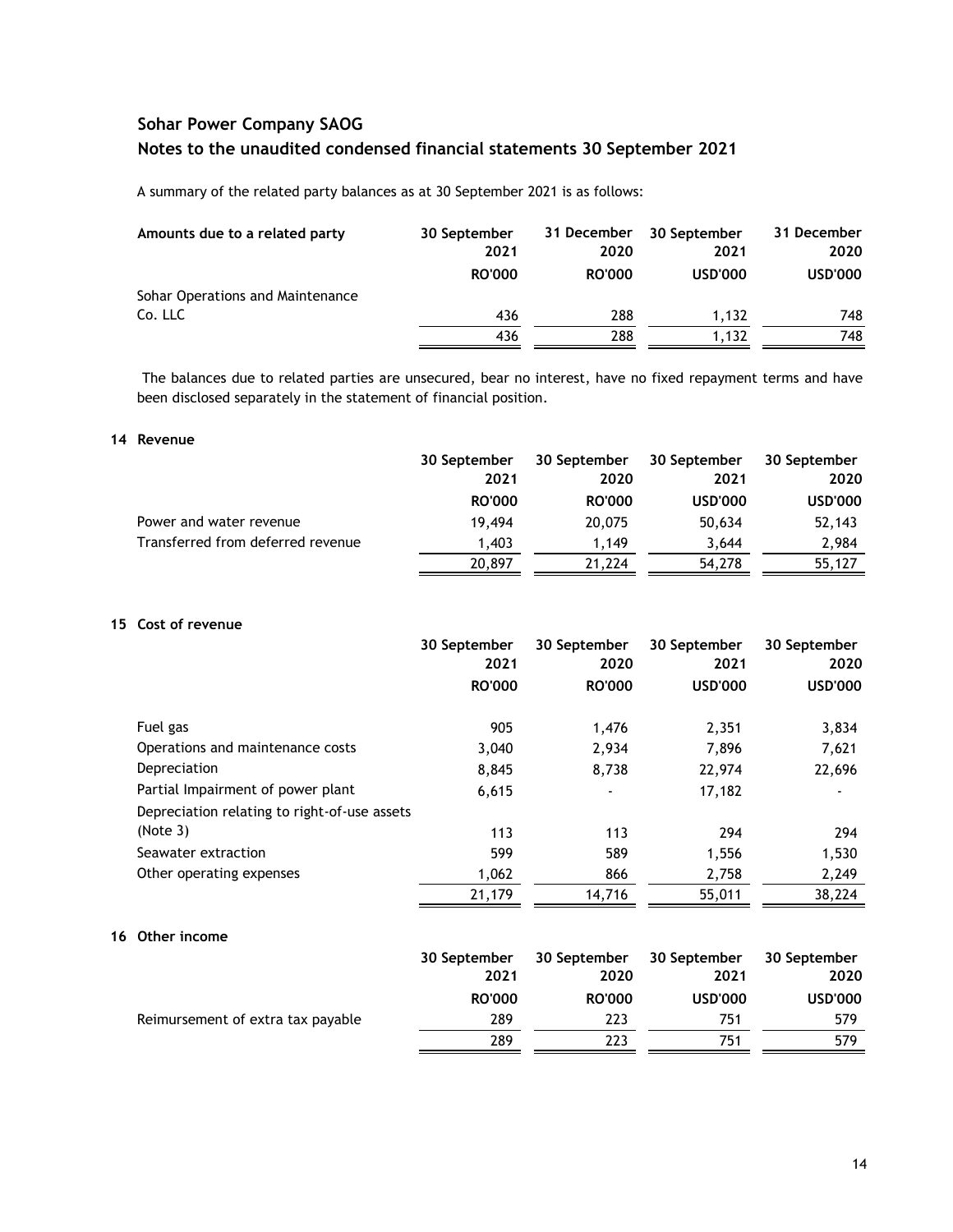## Sohar Power Company SAOG

## Notes to the unaudited condensed financial statements 30 September 2021

A summary of the related party balances as at 30 September 2021 is as follows:

| Amounts due to a related party | 30 September 2021 | 31 December 2020 | 30 September 2021 | 31 December 2020 |
|---|---|---|---|---|
| | RO'000 | RO'000 | USD'000 | USD'000 |
| Sohar Operations and Maintenance Co. LLC | 436 | 288 | 1,132 | 748 |
| | 436 | 288 | 1,132 | 748 |

The balances due to related parties are unsecured, bear no interest, have no fixed repayment terms and have been disclosed separately in the statement of financial position.

### 14 Revenue

| | 30 September 2021 | 30 September 2020 | 30 September 2021 | 30 September 2020 |
|---|---|---|---|---|
| | RO'000 | RO'000 | USD'000 | USD'000 |
| Power and water revenue | 19,494 | 20,075 | 50,634 | 52,143 |
| Transferred from deferred revenue | 1,403 | 1,149 | 3,644 | 2,984 |
| | 20,897 | 21,224 | 54,278 | 55,127 |

### 15 Cost of revenue

| | 30 September 2021 | 30 September 2020 | 30 September 2021 | 30 September 2020 |
|---|---|---|---|---|
| | RO'000 | RO'000 | USD'000 | USD'000 |
| Fuel gas | 905 | 1,476 | 2,351 | 3,834 |
| Operations and maintenance costs | 3,040 | 2,934 | 7,896 | 7,621 |
| Depreciation | 8,845 | 8,738 | 22,974 | 22,696 |
| Partial Impairment of power plant | 6,615 | - | 17,182 | - |
| Depreciation relating to right-of-use assets (Note 3) | 113 | 113 | 294 | 294 |
| Seawater extraction | 599 | 589 | 1,556 | 1,530 |
| Other operating expenses | 1,062 | 866 | 2,758 | 2,249 |
| | 21,179 | 14,716 | 55,011 | 38,224 |

### 16 Other income

| | 30 September 2021 | 30 September 2020 | 30 September 2021 | 30 September 2020 |
|---|---|---|---|---|
| | RO'000 | RO'000 | USD'000 | USD'000 |
| Reimursement of extra tax payable | 289 | 223 | 751 | 579 |
| | 289 | 223 | 751 | 579 |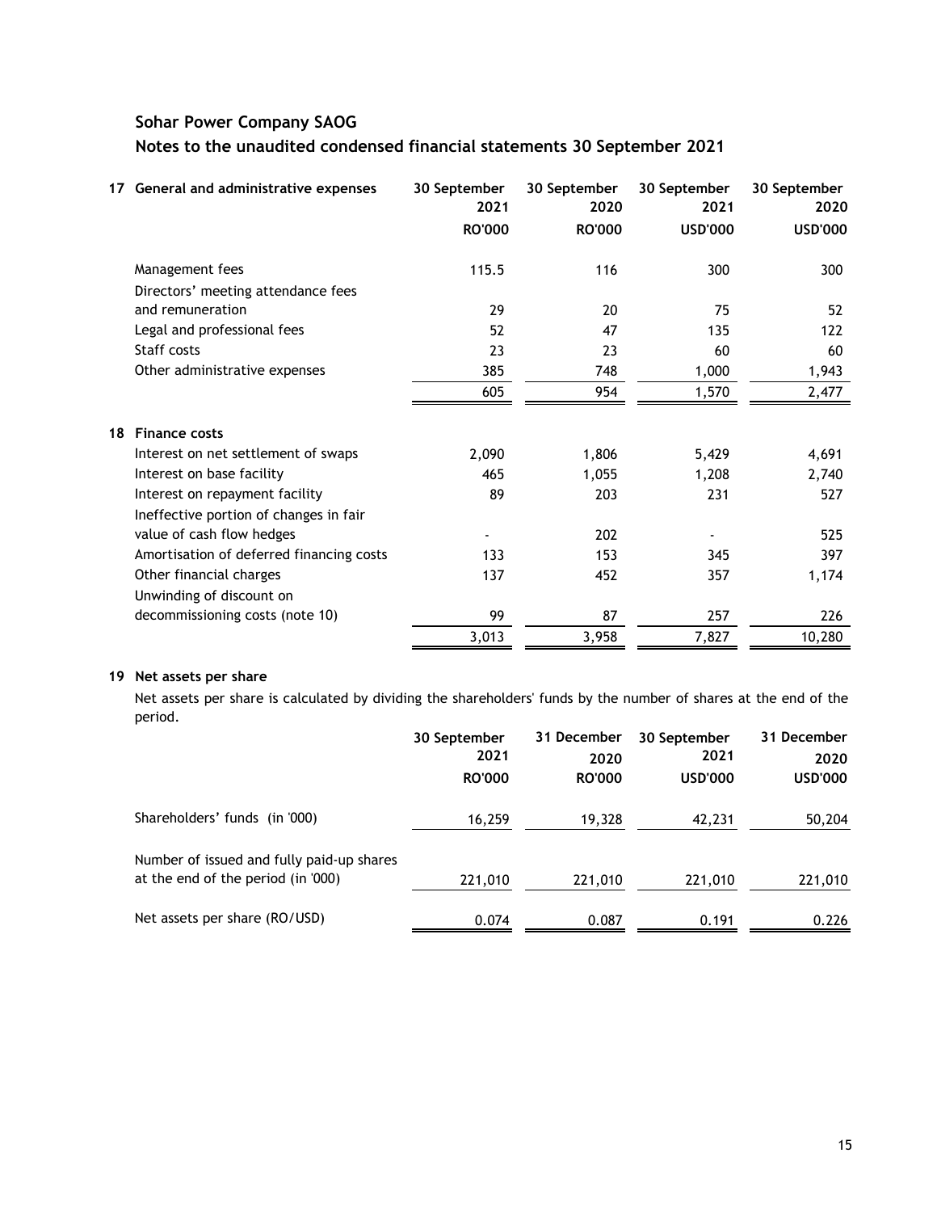## Sohar Power Company SAOG

## Notes to the unaudited condensed financial statements 30 September 2021

### 17 General and administrative expenses

| | 30 September 2021 RO'000 | 30 September 2020 RO'000 | 30 September 2021 USD'000 | 30 September 2020 USD'000 |
|---|---|---|---|---|
| Management fees | 115.5 | 116 | 300 | 300 |
| Directors' meeting attendance fees and remuneration | 29 | 20 | 75 | 52 |
| Legal and professional fees | 52 | 47 | 135 | 122 |
| Staff costs | 23 | 23 | 60 | 60 |
| Other administrative expenses | 385 | 748 | 1,000 | 1,943 |
| | 605 | 954 | 1,570 | 2,477 |

### 18 Finance costs

| | 30 September 2021 RO'000 | 30 September 2020 RO'000 | 30 September 2021 USD'000 | 30 September 2020 USD'000 |
|---|---|---|---|---|
| Interest on net settlement of swaps | 2,090 | 1,806 | 5,429 | 4,691 |
| Interest on base facility | 465 | 1,055 | 1,208 | 2,740 |
| Interest on repayment facility | 89 | 203 | 231 | 527 |
| Ineffective portion of changes in fair value of cash flow hedges | - | 202 | - | 525 |
| Amortisation of deferred financing costs | 133 | 153 | 345 | 397 |
| Other financial charges | 137 | 452 | 357 | 1,174 |
| Unwinding of discount on decommissioning costs (note 10) | 99 | 87 | 257 | 226 |
| | 3,013 | 3,958 | 7,827 | 10,280 |

### 19 Net assets per share

Net assets per share is calculated by dividing the shareholders' funds by the number of shares at the end of the period.

| | 30 September 2021 RO'000 | 31 December 2020 RO'000 | 30 September 2021 USD'000 | 31 December 2020 USD'000 |
|---|---|---|---|---|
| Shareholders' funds (in '000) | 16,259 | 19,328 | 42,231 | 50,204 |
| Number of issued and fully paid-up shares at the end of the period (in '000) | 221,010 | 221,010 | 221,010 | 221,010 |
| Net assets per share (RO/USD) | 0.074 | 0.087 | 0.191 | 0.226 |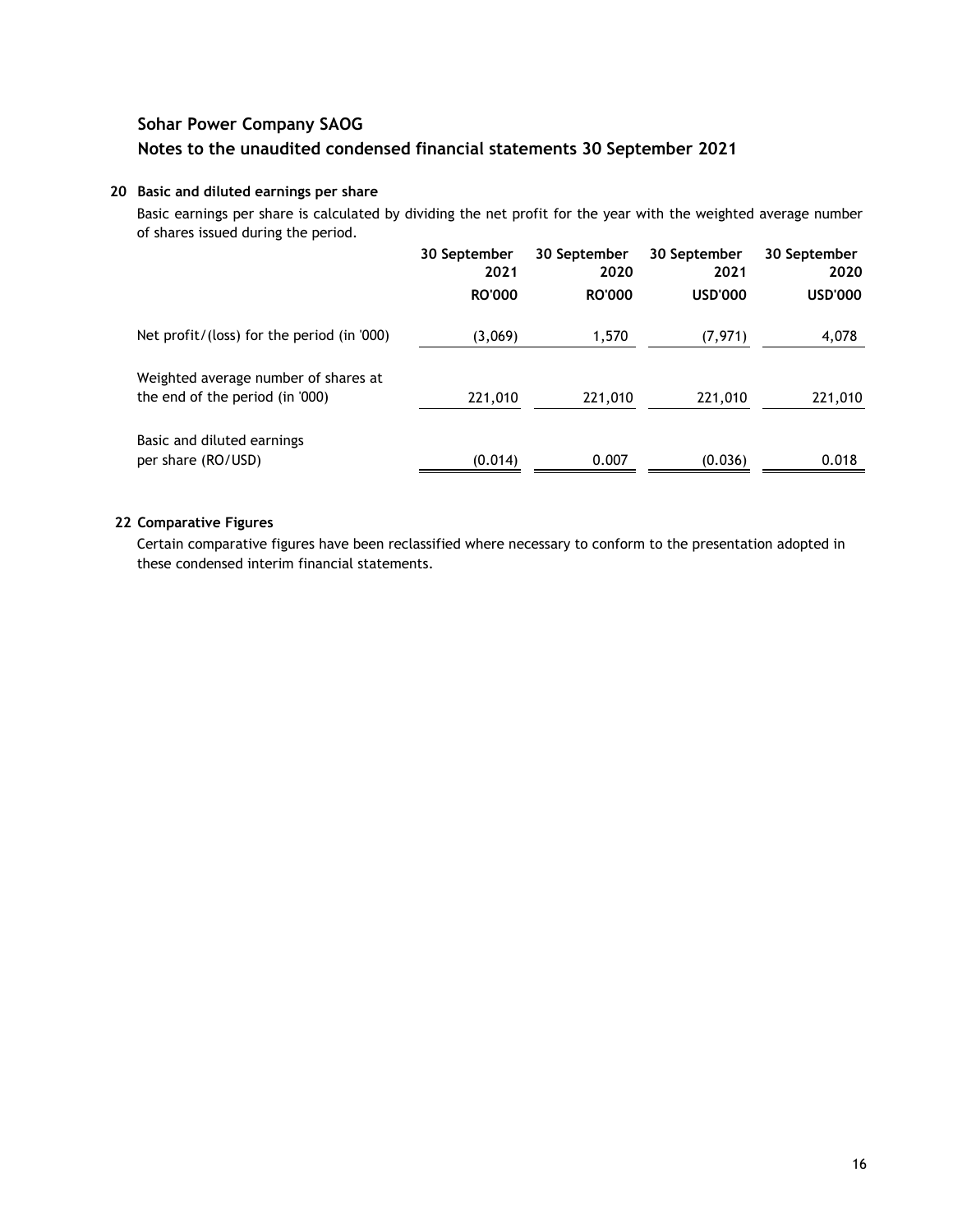# Sohar Power Company SAOG

## Notes to the unaudited condensed financial statements 30 September 2021

### 20 Basic and diluted earnings per share

Basic earnings per share is calculated by dividing the net profit for the year with the weighted average number of shares issued during the period.

| | 30 September 2021 | 30 September 2020 | 30 September 2021 | 30 September 2020 |
|---|---|---|---|---|
| | RO'000 | RO'000 | USD'000 | USD'000 |
| Net profit/(loss) for the period (in '000) | (3,069) | 1,570 | (7,971) | 4,078 |
| Weighted average number of shares at the end of the period (in '000) | 221,010 | 221,010 | 221,010 | 221,010 |
| Basic and diluted earnings per share (RO/USD) | (0.014) | 0.007 | (0.036) | 0.018 |

### 22 Comparative Figures

Certain comparative figures have been reclassified where necessary to conform to the presentation adopted in these condensed interim financial statements.